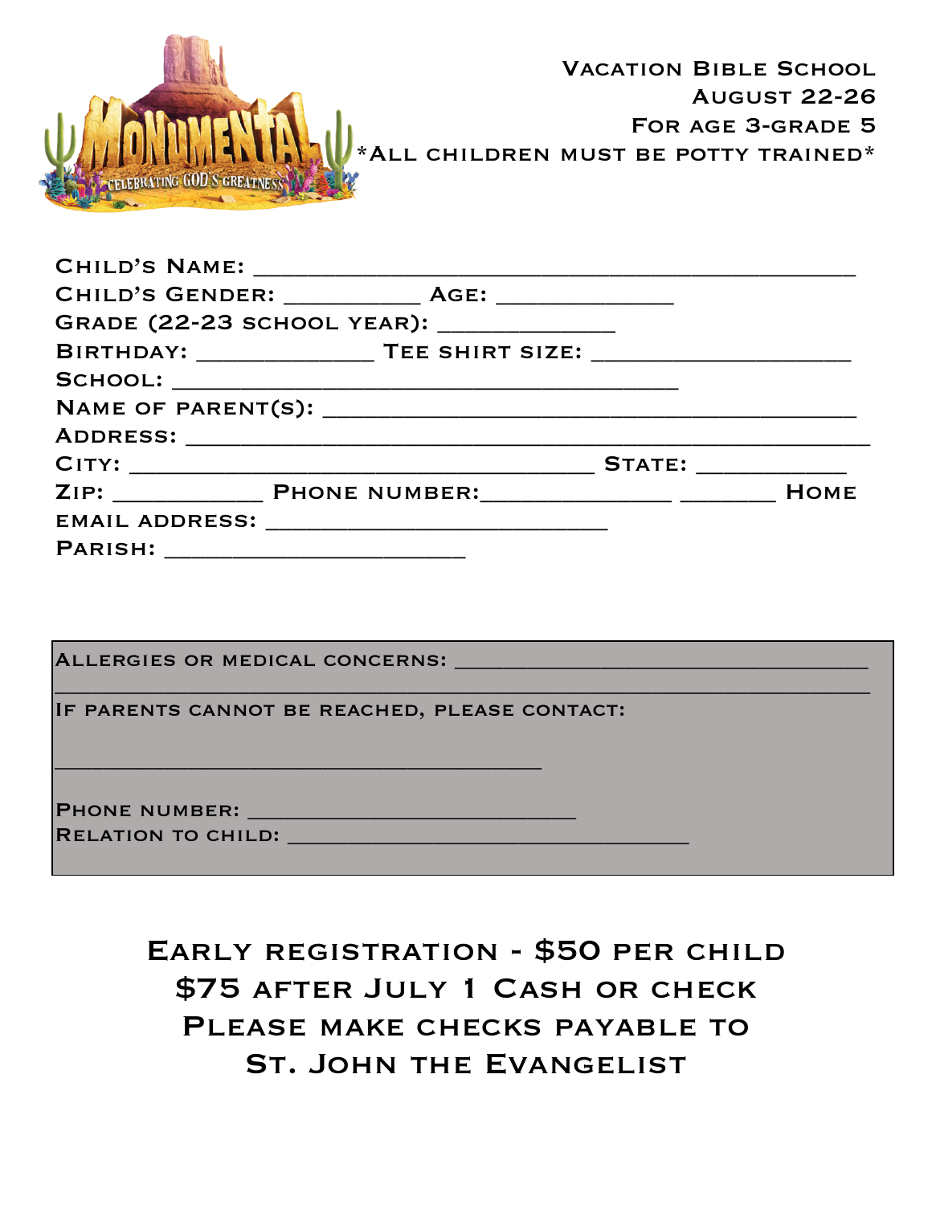MONUMENTAL
CELEBRATING GOD'S GREATNESS

VACATION BIBLE SCHOOL
AUGUST 22-26
FOR AGE 3-GRADE 5
*ALL CHILDREN MUST BE POTTY TRAINED*

CHILD'S NAME: ______________________________________________
CHILD'S GENDER: __________ AGE: _____________
GRADE (22-23 SCHOOL YEAR): _____________
BIRTHDAY: _____________ TEE SHIRT SIZE: ___________________
SCHOOL: _____________________________________
NAME OF PARENT(S): _______________________________________
ADDRESS: __________________________________________________
CITY: __________________________________ STATE: ___________
ZIP: ___________ PHONE NUMBER:______________ _______ HOME
EMAIL ADDRESS: _________________________
PARISH: ______________________

ALLERGIES OR MEDICAL CONCERNS: ______________________________
_______________________________________________________________
IF PARENTS CANNOT BE REACHED, PLEASE CONTACT:

____________________________________

PHONE NUMBER: ________________________
RELATION TO CHILD: _____________________________

EARLY REGISTRATION - $50 PER CHILD
$75 AFTER JULY 1 CASH OR CHECK
PLEASE MAKE CHECKS PAYABLE TO
ST. JOHN THE EVANGELIST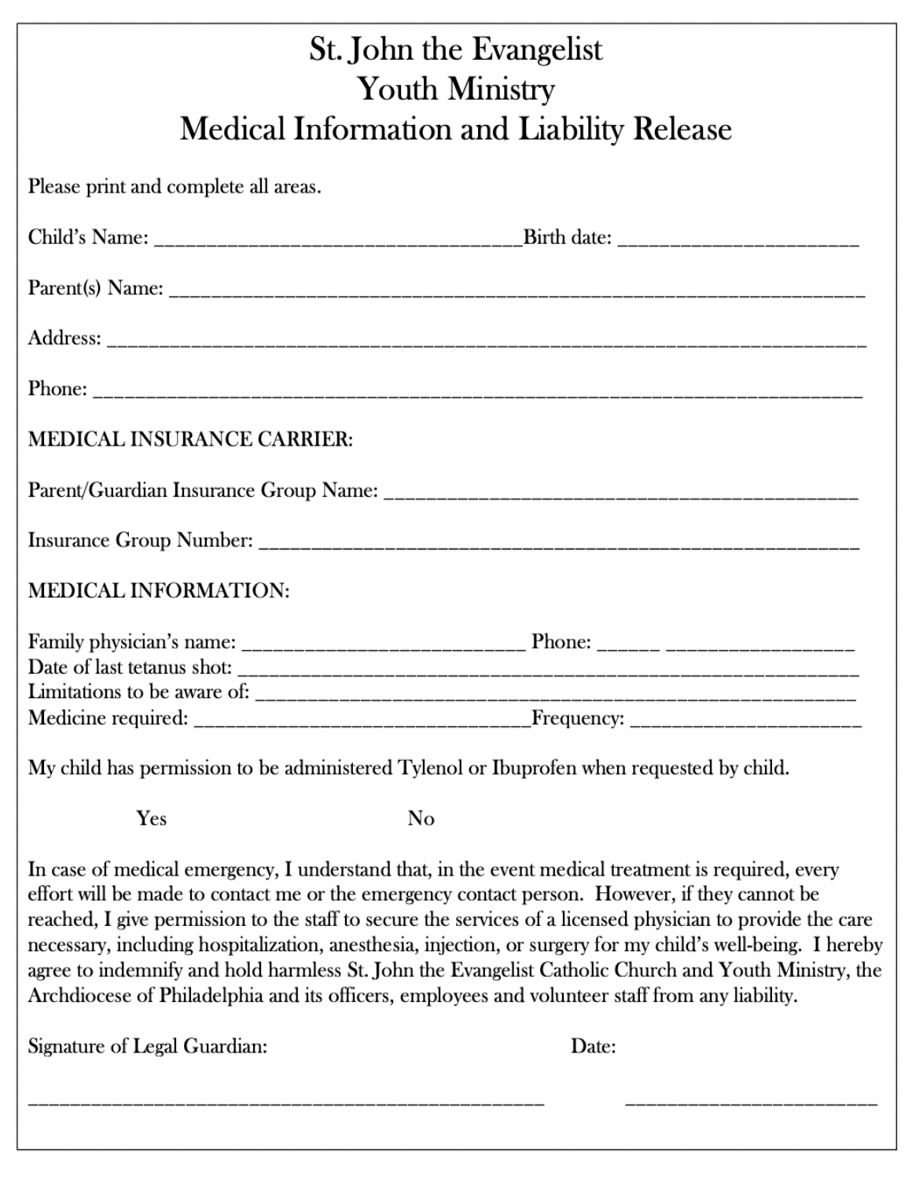# St. John the Evangelist
# Youth Ministry
# Medical Information and Liability Release

Please print and complete all areas.

Child's Name: ___________________________________Birth date: _______________________

Parent(s) Name: _____________________________________________________________________

Address: ________________________________________________________________________

Phone: _________________________________________________________________________

MEDICAL INSURANCE CARRIER:

Parent/Guardian Insurance Group Name: _____________________________________________

Insurance Group Number: _________________________________________________________

MEDICAL INFORMATION:

Family physician's name: ___________________________ Phone: ______ _________________
Date of last tetanus shot: ________________________________________________________
Limitations to be aware of: _______________________________________________________
Medicine required: ________________________________Frequency: ______________________

My child has permission to be administered Tylenol or Ibuprofen when requested by child.

Yes No

In case of medical emergency, I understand that, in the event medical treatment is required, every effort will be made to contact me or the emergency contact person. However, if they cannot be reached, I give permission to the staff to secure the services of a licensed physician to provide the care necessary, including hospitalization, anesthesia, injection, or surgery for my child's well-being. I hereby agree to indemnify and hold harmless St. John the Evangelist Catholic Church and Youth Ministry, the Archdiocese of Philadelphia and its officers, employees and volunteer staff from any liability.

Signature of Legal Guardian: Date:

__________________________________________________ ________________________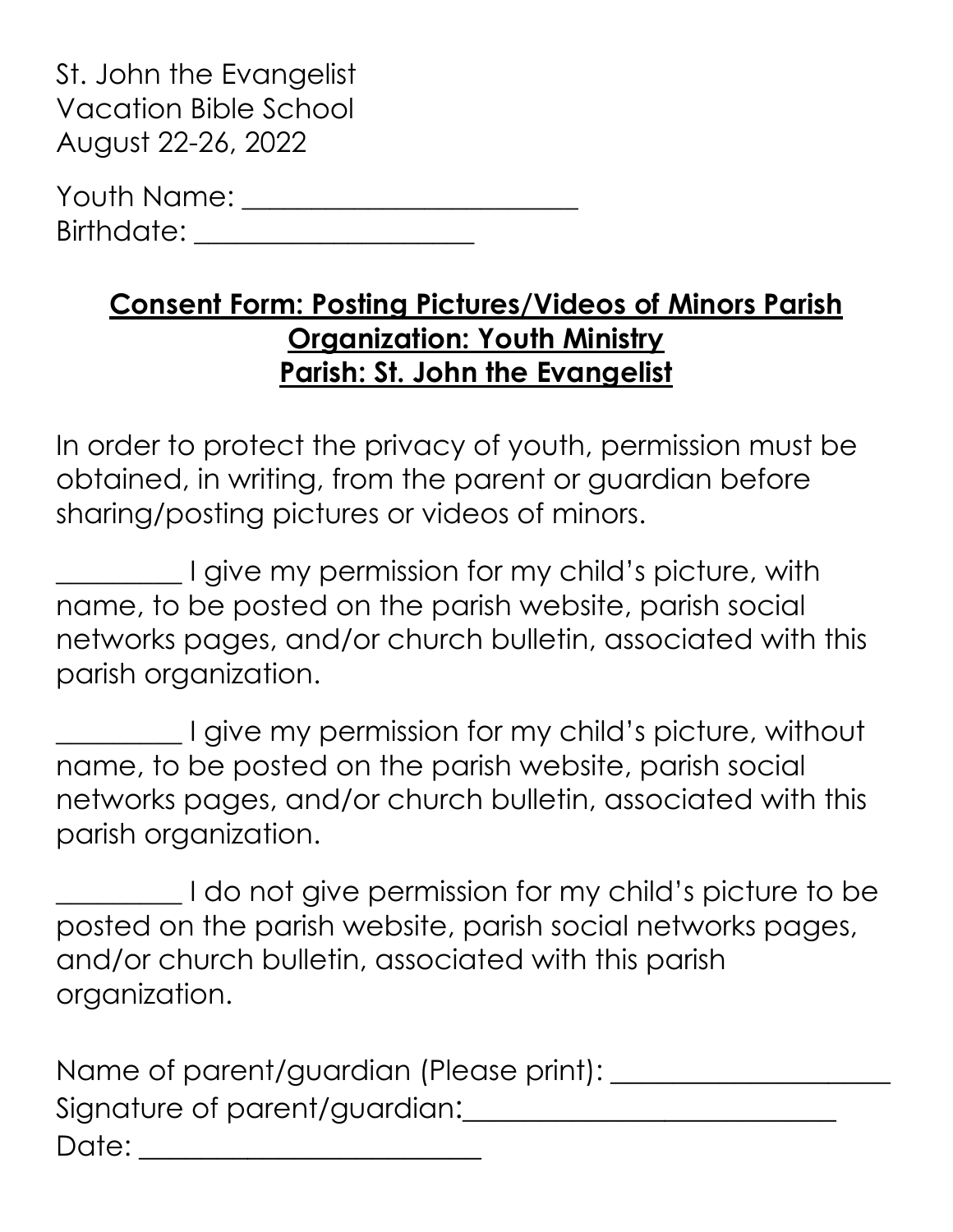St. John the Evangelist
Vacation Bible School
August 22-26, 2022

Youth Name: ________________________
Birthdate: ____________________

**Consent Form: Posting Pictures/Videos of Minors Parish Organization: Youth Ministry Parish: St. John the Evangelist**

In order to protect the privacy of youth, permission must be obtained, in writing, from the parent or guardian before sharing/posting pictures or videos of minors.

_________ I give my permission for my child's picture, with name, to be posted on the parish website, parish social networks pages, and/or church bulletin, associated with this parish organization.

_________ I give my permission for my child's picture, without name, to be posted on the parish website, parish social networks pages, and/or church bulletin, associated with this parish organization.

_________ I do not give permission for my child's picture to be posted on the parish website, parish social networks pages, and/or church bulletin, associated with this parish organization.

Name of parent/guardian (Please print): ____________________
Signature of parent/guardian:___________________________
Date: ________________________